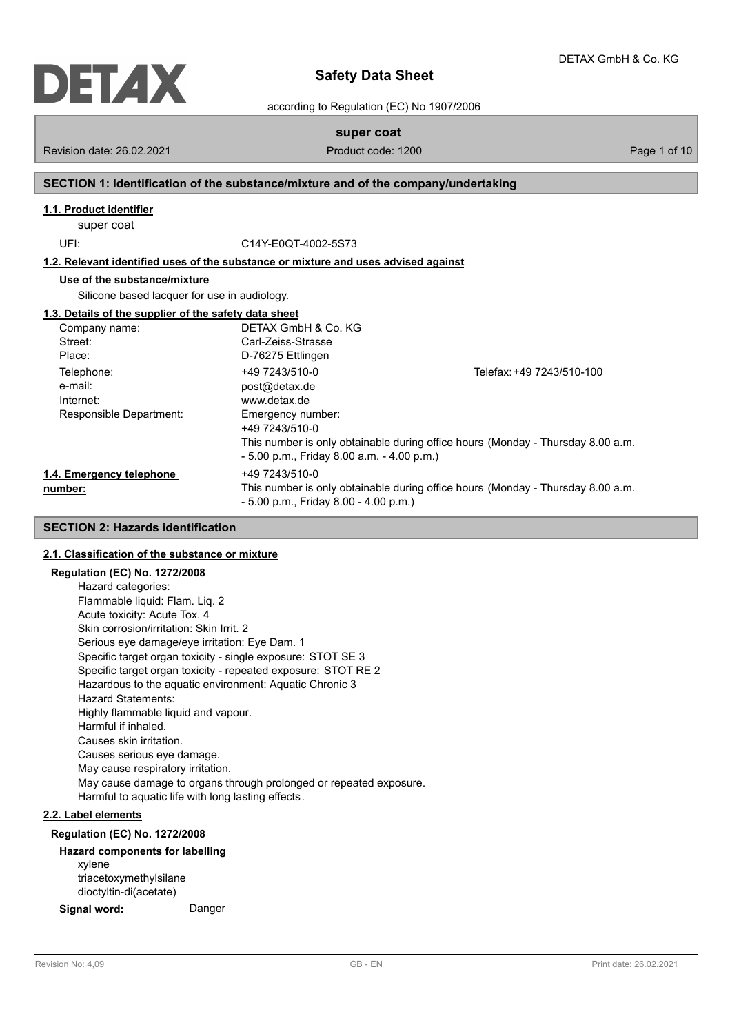# Safety Data Sheet

according to Regulation (EC) No 1907/2006

**super coat**

Revision date: 26.02.2021 | Product code: 1200

## SECTION 1: Identification of the substance/mixture and of the company/undertaking

### 1.1. Product identifier

super coat

UFI: C14Y-E0QT-4002-5S73

### 1.2. Relevant identified uses of the substance or mixture and uses advised against

**Use of the substance/mixture**

Silicone based lacquer for use in audiology.

### 1.3. Details of the supplier of the safety data sheet

| | | |
|---|---|---|
| Company name: | DETAX GmbH & Co. KG | |
| Street: | Carl-Zeiss-Strasse | |
| Place: | D-76275 Ettlingen | |
| Telephone: | +49 7243/510-0 | Telefax: +49 7243/510-100 |
| e-mail: | post@detax.de | |
| Internet: | www.detax.de | |
| Responsible Department: | Emergency number:<br>+49 7243/510-0<br>This number is only obtainable during office hours (Monday - Thursday 8.00 a.m. - 5.00 p.m., Friday 8.00 a.m. - 4.00 p.m.) | |

### 1.4. Emergency telephone number:

+49 7243/510-0

This number is only obtainable during office hours (Monday - Thursday 8.00 a.m. - 5.00 p.m., Friday 8.00 - 4.00 p.m.)

## SECTION 2: Hazards identification

### 2.1. Classification of the substance or mixture

**Regulation (EC) No. 1272/2008**

Hazard categories:
Flammable liquid: Flam. Liq. 2
Acute toxicity: Acute Tox. 4
Skin corrosion/irritation: Skin Irrit. 2
Serious eye damage/eye irritation: Eye Dam. 1
Specific target organ toxicity - single exposure: STOT SE 3
Specific target organ toxicity - repeated exposure: STOT RE 2
Hazardous to the aquatic environment: Aquatic Chronic 3
Hazard Statements:
Highly flammable liquid and vapour.
Harmful if inhaled.
Causes skin irritation.
Causes serious eye damage.
May cause respiratory irritation.
May cause damage to organs through prolonged or repeated exposure.
Harmful to aquatic life with long lasting effects.

### 2.2. Label elements

**Regulation (EC) No. 1272/2008**

**Hazard components for labelling**

xylene
triacetoxymethylsilane
dioctyltin-di(acetate)

**Signal word:** Danger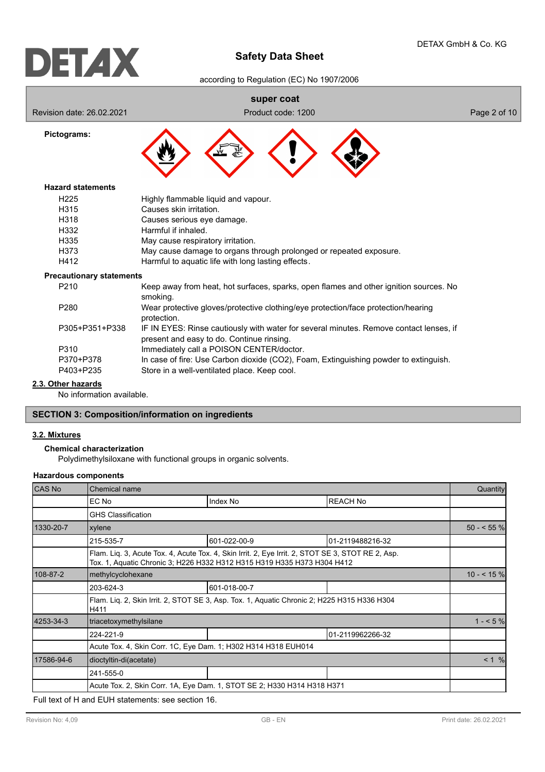**Pictograms:**

**Hazard statements**

| | |
|---|---|
| H225 | Highly flammable liquid and vapour. |
| H315 | Causes skin irritation. |
| H318 | Causes serious eye damage. |
| H332 | Harmful if inhaled. |
| H335 | May cause respiratory irritation. |
| H373 | May cause damage to organs through prolonged or repeated exposure. |
| H412 | Harmful to aquatic life with long lasting effects. |

**Precautionary statements**

| | |
|---|---|
| P210 | Keep away from heat, hot surfaces, sparks, open flames and other ignition sources. No smoking. |
| P280 | Wear protective gloves/protective clothing/eye protection/face protection/hearing protection. |
| P305+P351+P338 | IF IN EYES: Rinse cautiously with water for several minutes. Remove contact lenses, if present and easy to do. Continue rinsing. |
| P310 | Immediately call a POISON CENTER/doctor. |
| P370+P378 | In case of fire: Use Carbon dioxide ($CO_2$), Foam, Extinguishing powder to extinguish. |
| P403+P235 | Store in a well-ventilated place. Keep cool. |

### 2.3. Other hazards

No information available.

## SECTION 3: Composition/information on ingredients

### 3.2. Mixtures

**Chemical characterization**

Polydimethylsiloxane with functional groups in organic solvents.

**Hazardous components**

| CAS No | Chemical name | | | Quantity |
|---|---|---|---|---|
| | EC No | Index No | REACH No | |
| | GHS Classification | | | |
| 1330-20-7 | xylene | | | 50 - < 55 % |
| | 215-535-7 | 601-022-00-9 | 01-2119488216-32 | |
| | Flam. Liq. 3, Acute Tox. 4, Acute Tox. 4, Skin Irrit. 2, Eye Irrit. 2, STOT SE 3, STOT RE 2, Asp. Tox. 1, Aquatic Chronic 3; H226 H332 H312 H315 H319 H335 H373 H304 H412 | | | |
| 108-87-2 | methylcyclohexane | | | 10 - < 15 % |
| | 203-624-3 | 601-018-00-7 | | |
| | Flam. Liq. 2, Skin Irrit. 2, STOT SE 3, Asp. Tox. 1, Aquatic Chronic 2; H225 H315 H336 H304 H411 | | | |
| 4253-34-3 | triacetoxymethylsilane | | | 1 - < 5 % |
| | 224-221-9 | | 01-2119962266-32 | |
| | Acute Tox. 4, Skin Corr. 1C, Eye Dam. 1; H302 H314 H318 EUH014 | | | |
| 17586-94-6 | dioctyltin-di(acetate) | | | < 1 % |
| | 241-555-0 | | | |
| | Acute Tox. 2, Skin Corr. 1A, Eye Dam. 1, STOT SE 2; H330 H314 H318 H371 | | | |

Full text of H and EUH statements: see section 16.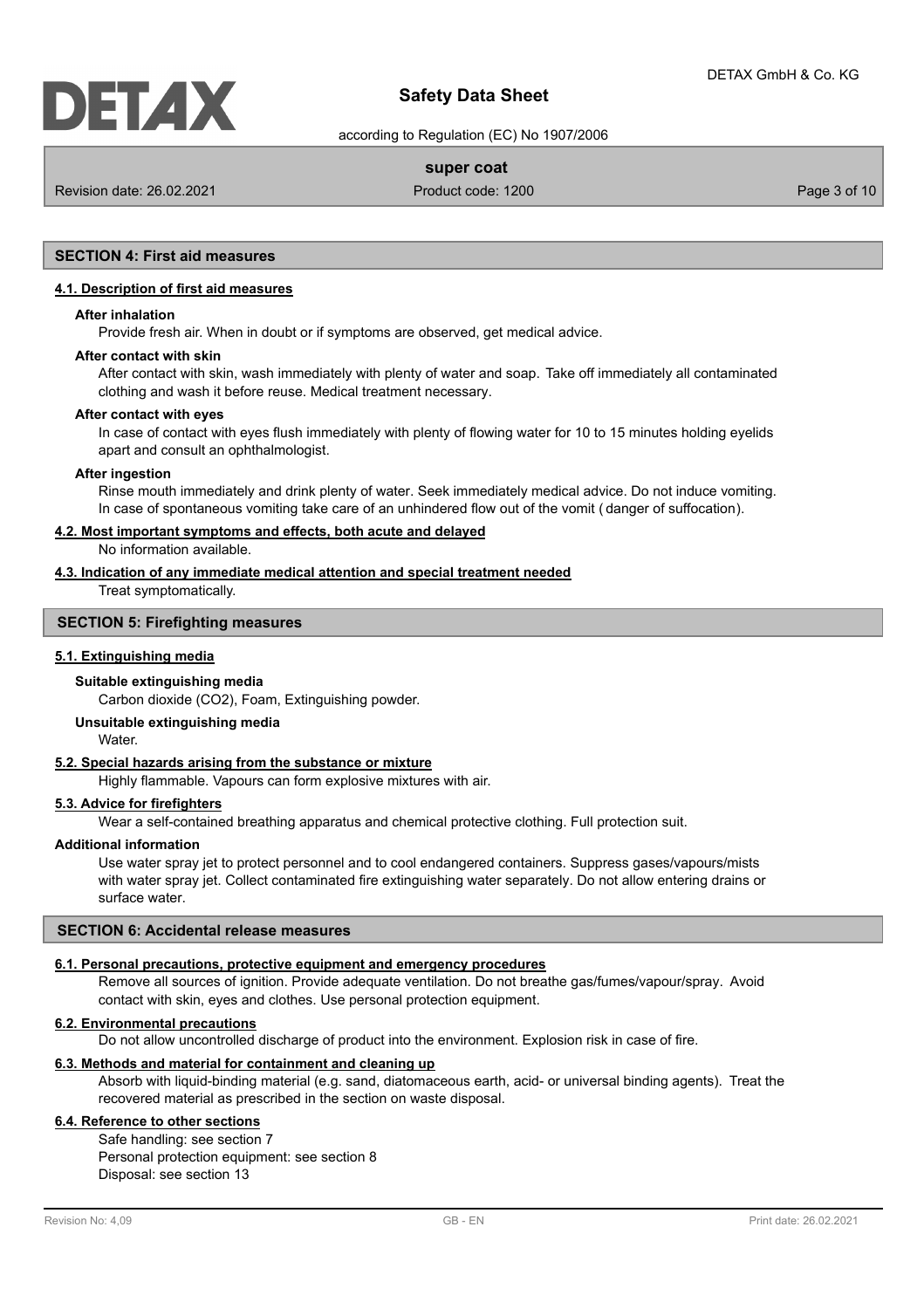## SECTION 4: First aid measures

### 4.1. Description of first aid measures

**After inhalation**

Provide fresh air. When in doubt or if symptoms are observed, get medical advice.

**After contact with skin**

After contact with skin, wash immediately with plenty of water and soap. Take off immediately all contaminated clothing and wash it before reuse. Medical treatment necessary.

**After contact with eyes**

In case of contact with eyes flush immediately with plenty of flowing water for 10 to 15 minutes holding eyelids apart and consult an ophthalmologist.

**After ingestion**

Rinse mouth immediately and drink plenty of water. Seek immediately medical advice. Do not induce vomiting. In case of spontaneous vomiting take care of an unhindered flow out of the vomit ( danger of suffocation).

### 4.2. Most important symptoms and effects, both acute and delayed

No information available.

### 4.3. Indication of any immediate medical attention and special treatment needed

Treat symptomatically.

## SECTION 5: Firefighting measures

### 5.1. Extinguishing media

**Suitable extinguishing media**

Carbon dioxide ($CO_2$), Foam, Extinguishing powder.

**Unsuitable extinguishing media**

Water.

### 5.2. Special hazards arising from the substance or mixture

Highly flammable. Vapours can form explosive mixtures with air.

### 5.3. Advice for firefighters

Wear a self-contained breathing apparatus and chemical protective clothing. Full protection suit.

**Additional information**

Use water spray jet to protect personnel and to cool endangered containers. Suppress gases/vapours/mists with water spray jet. Collect contaminated fire extinguishing water separately. Do not allow entering drains or surface water.

## SECTION 6: Accidental release measures

### 6.1. Personal precautions, protective equipment and emergency procedures

Remove all sources of ignition. Provide adequate ventilation. Do not breathe gas/fumes/vapour/spray. Avoid contact with skin, eyes and clothes. Use personal protection equipment.

### 6.2. Environmental precautions

Do not allow uncontrolled discharge of product into the environment. Explosion risk in case of fire.

### 6.3. Methods and material for containment and cleaning up

Absorb with liquid-binding material (e.g. sand, diatomaceous earth, acid- or universal binding agents). Treat the recovered material as prescribed in the section on waste disposal.

### 6.4. Reference to other sections

Safe handling: see section 7
Personal protection equipment: see section 8
Disposal: see section 13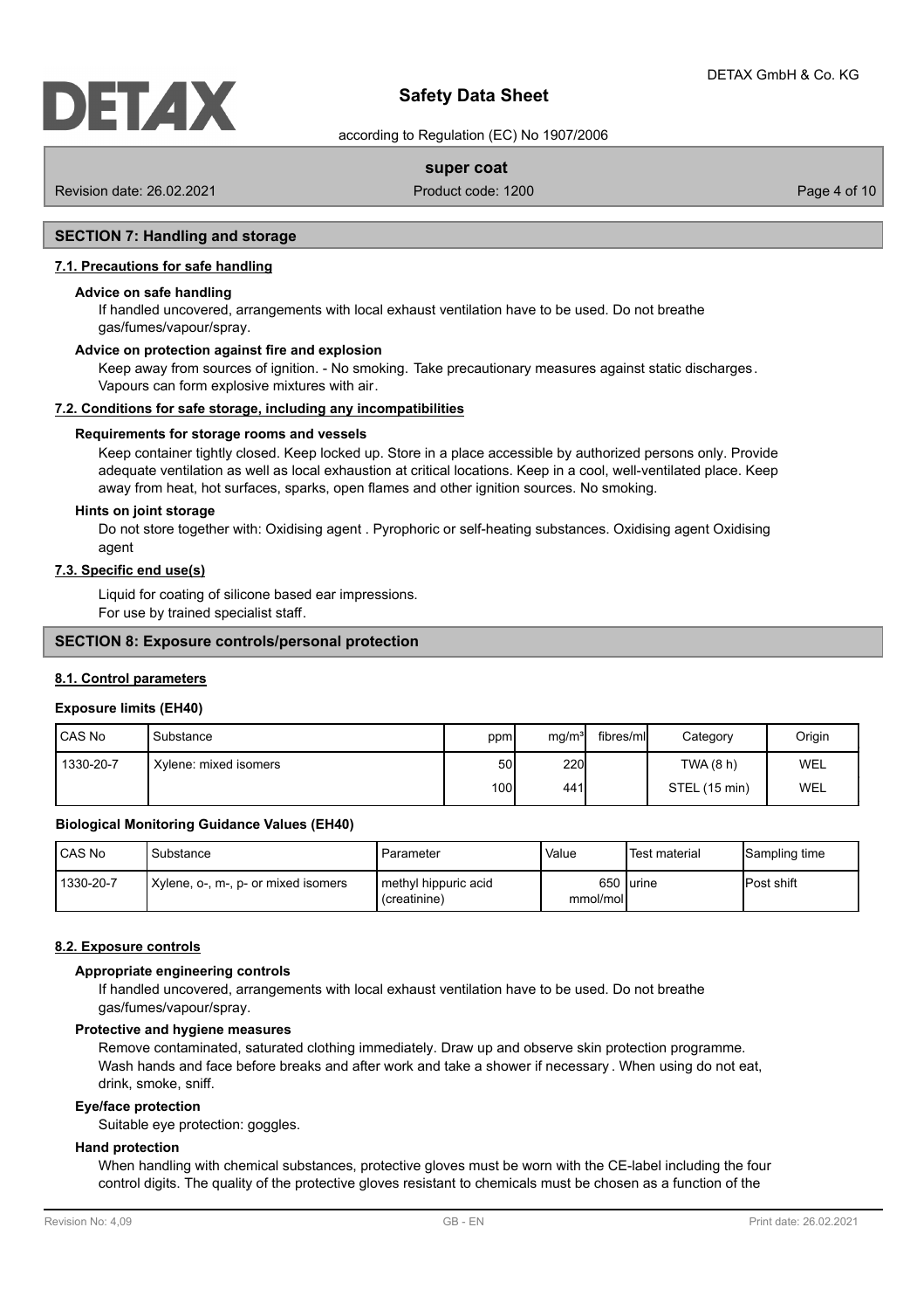## SECTION 7: Handling and storage

### 7.1. Precautions for safe handling

**Advice on safe handling**

If handled uncovered, arrangements with local exhaust ventilation have to be used. Do not breathe gas/fumes/vapour/spray.

**Advice on protection against fire and explosion**

Keep away from sources of ignition. - No smoking. Take precautionary measures against static discharges. Vapours can form explosive mixtures with air.

### 7.2. Conditions for safe storage, including any incompatibilities

**Requirements for storage rooms and vessels**

Keep container tightly closed. Keep locked up. Store in a place accessible by authorized persons only. Provide adequate ventilation as well as local exhaustion at critical locations. Keep in a cool, well-ventilated place. Keep away from heat, hot surfaces, sparks, open flames and other ignition sources. No smoking.

**Hints on joint storage**

Do not store together with: Oxidising agent . Pyrophoric or self-heating substances. Oxidising agent Oxidising agent

### 7.3. Specific end use(s)

Liquid for coating of silicone based ear impressions.
For use by trained specialist staff.

## SECTION 8: Exposure controls/personal protection

### 8.1. Control parameters

**Exposure limits (EH40)**

| CAS No | Substance | ppm | mg/m³ | fibres/ml | Category | Origin |
|---|---|---|---|---|---|---|
| 1330-20-7 | Xylene: mixed isomers | 50 | 220 | | TWA (8 h) | WEL |
| | | 100 | 441 | | STEL (15 min) | WEL |

**Biological Monitoring Guidance Values (EH40)**

| CAS No | Substance | Parameter | Value | Test material | Sampling time |
|---|---|---|---|---|---|
| 1330-20-7 | Xylene, o-, m-, p- or mixed isomers | methyl hippuric acid (creatinine) | 650 mmol/mol | urine | Post shift |

### 8.2. Exposure controls

**Appropriate engineering controls**

If handled uncovered, arrangements with local exhaust ventilation have to be used. Do not breathe gas/fumes/vapour/spray.

**Protective and hygiene measures**

Remove contaminated, saturated clothing immediately. Draw up and observe skin protection programme. Wash hands and face before breaks and after work and take a shower if necessary. When using do not eat, drink, smoke, sniff.

**Eye/face protection**

Suitable eye protection: goggles.

**Hand protection**

When handling with chemical substances, protective gloves must be worn with the CE-label including the four control digits. The quality of the protective gloves resistant to chemicals must be chosen as a function of the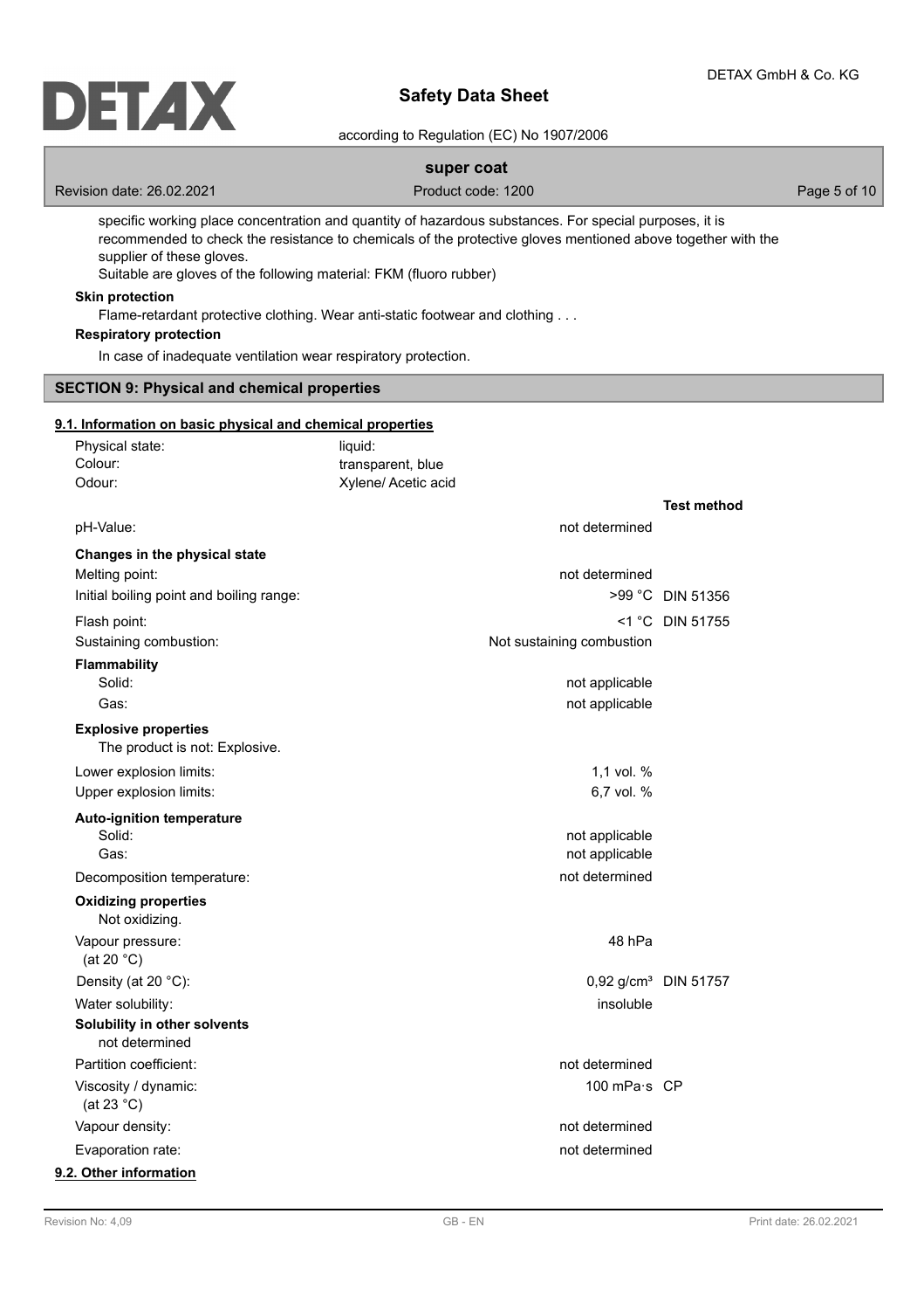specific working place concentration and quantity of hazardous substances. For special purposes, it is recommended to check the resistance to chemicals of the protective gloves mentioned above together with the supplier of these gloves.

Suitable are gloves of the following material: FKM (fluoro rubber)

**Skin protection**

Flame-retardant protective clothing. Wear anti-static footwear and clothing . . .

**Respiratory protection**

In case of inadequate ventilation wear respiratory protection.

## SECTION 9: Physical and chemical properties

### 9.1. Information on basic physical and chemical properties

| | | |
|---|---|---|
| Physical state: | liquid: | |
| Colour: | transparent, blue | |
| Odour: | Xylene/ Acetic acid | |
| | | **Test method** |
| pH-Value: | not determined | |
| **Changes in the physical state** | | |
| Melting point: | not determined | |
| Initial boiling point and boiling range: | >99 °C | DIN 51356 |
| Flash point: | <1 °C | DIN 51755 |
| Sustaining combustion: | Not sustaining combustion | |
| **Flammability** | | |
| Solid: | not applicable | |
| Gas: | not applicable | |
| **Explosive properties** | | |
| The product is not: Explosive. | | |
| Lower explosion limits: | 1,1 vol. % | |
| Upper explosion limits: | 6,7 vol. % | |
| **Auto-ignition temperature** | | |
| Solid: | not applicable | |
| Gas: | not applicable | |
| Decomposition temperature: | not determined | |
| **Oxidizing properties** | | |
| Not oxidizing. | | |
| Vapour pressure: (at 20 °C) | 48 hPa | |
| Density (at 20 °C): | 0,92 g/cm³ | DIN 51757 |
| Water solubility: | insoluble | |
| **Solubility in other solvents** | | |
| not determined | | |
| Partition coefficient: | not determined | |
| Viscosity / dynamic: (at 23 °C) | 100 mPa·s | CP |
| Vapour density: | not determined | |
| Evaporation rate: | not determined | |

### 9.2. Other information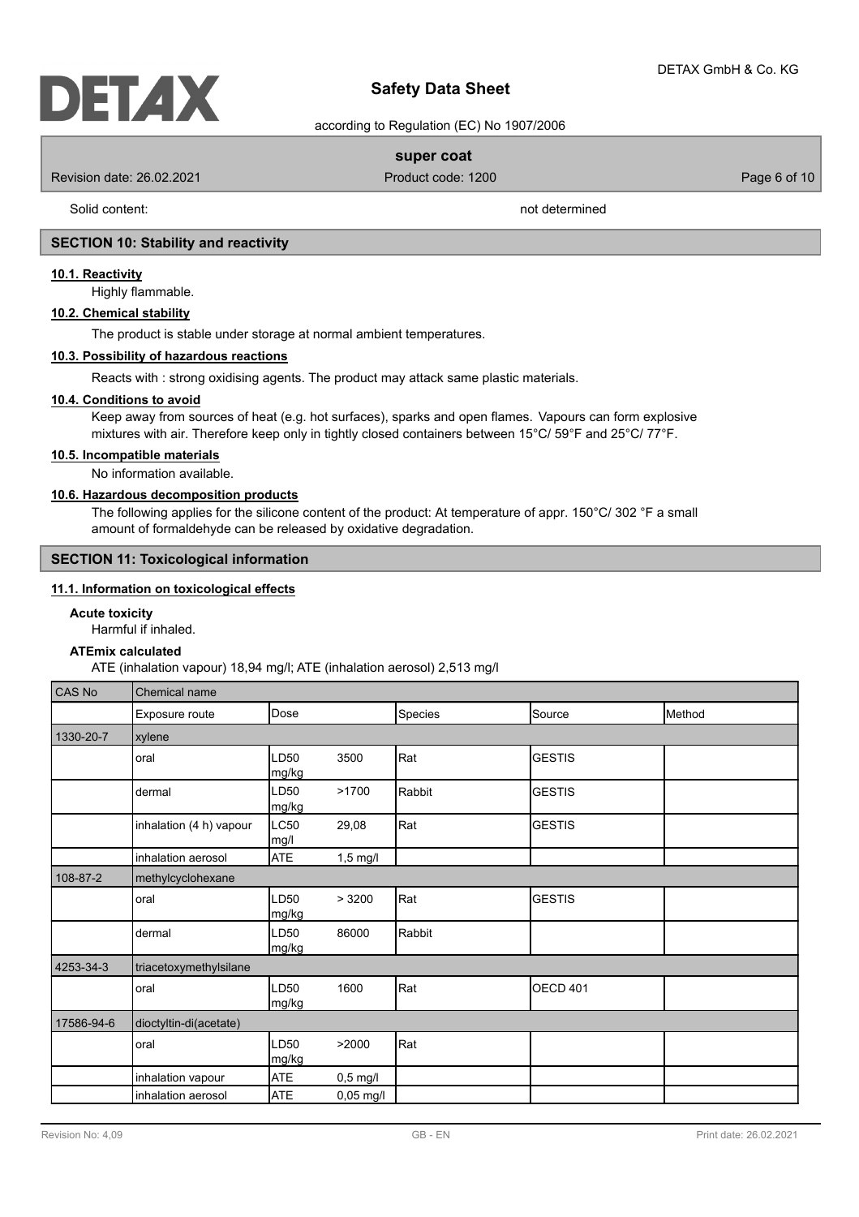Solid content: not determined

## SECTION 10: Stability and reactivity

### 10.1. Reactivity

Highly flammable.

### 10.2. Chemical stability

The product is stable under storage at normal ambient temperatures.

### 10.3. Possibility of hazardous reactions

Reacts with : strong oxidising agents. The product may attack same plastic materials.

### 10.4. Conditions to avoid

Keep away from sources of heat (e.g. hot surfaces), sparks and open flames. Vapours can form explosive mixtures with air. Therefore keep only in tightly closed containers between 15°C/ 59°F and 25°C/ 77°F.

### 10.5. Incompatible materials

No information available.

### 10.6. Hazardous decomposition products

The following applies for the silicone content of the product: At temperature of appr. 150°C/ 302 °F a small amount of formaldehyde can be released by oxidative degradation.

## SECTION 11: Toxicological information

### 11.1. Information on toxicological effects

**Acute toxicity**

Harmful if inhaled.

**ATEmix calculated**

ATE (inhalation vapour) 18,94 mg/l; ATE (inhalation aerosol) 2,513 mg/l

| CAS No | Chemical name | | | | | |
|---|---|---|---|---|---|---|
| | Exposure route | Dose | | Species | Source | Method |
| 1330-20-7 | xylene | | | | | |
| | oral | LD50 mg/kg | 3500 | Rat | GESTIS | |
| | dermal | LD50 mg/kg | >1700 | Rabbit | GESTIS | |
| | inhalation (4 h) vapour | LC50 mg/l | 29,08 | Rat | GESTIS | |
| | inhalation aerosol | ATE | 1,5 mg/l | | | |
| 108-87-2 | methylcyclohexane | | | | | |
| | oral | LD50 mg/kg | > 3200 | Rat | GESTIS | |
| | dermal | LD50 mg/kg | 86000 | Rabbit | | |
| 4253-34-3 | triacetoxymethylsilane | | | | | |
| | oral | LD50 mg/kg | 1600 | Rat | OECD 401 | |
| 17586-94-6 | dioctyltin-di(acetate) | | | | | |
| | oral | LD50 mg/kg | >2000 | Rat | | |
| | inhalation vapour | ATE | 0,5 mg/l | | | |
| | inhalation aerosol | ATE | 0,05 mg/l | | | |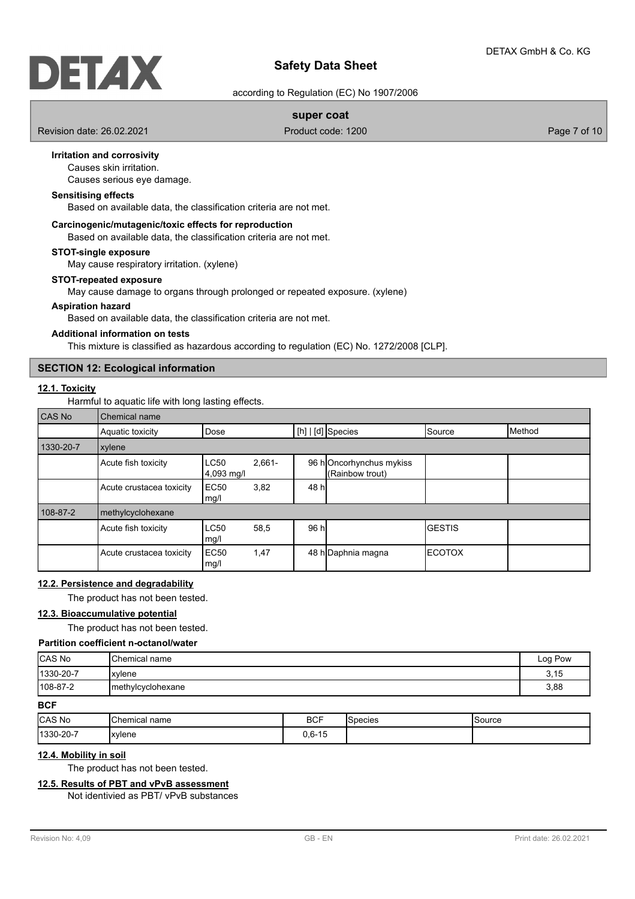**Irritation and corrosivity**

Causes skin irritation.

Causes serious eye damage.

**Sensitising effects**

Based on available data, the classification criteria are not met.

**Carcinogenic/mutagenic/toxic effects for reproduction**

Based on available data, the classification criteria are not met.

**STOT-single exposure**

May cause respiratory irritation. (xylene)

**STOT-repeated exposure**

May cause damage to organs through prolonged or repeated exposure. (xylene)

**Aspiration hazard**

Based on available data, the classification criteria are not met.

**Additional information on tests**

This mixture is classified as hazardous according to regulation (EC) No. 1272/2008 [CLP].

## SECTION 12: Ecological information

### 12.1. Toxicity

Harmful to aquatic life with long lasting effects.

| CAS No | Chemical name | | | | | |
|---|---|---|---|---|---|---|
| | Aquatic toxicity | Dose | [h] \| [d] | Species | Source | Method |
| 1330-20-7 | xylene | | | | | |
| | Acute fish toxicity | LC50 2,661-4,093 mg/l | 96 h | Oncorhynchus mykiss (Rainbow trout) | | |
| | Acute crustacea toxicity | EC50 3,82 mg/l | 48 h | | | |
| 108-87-2 | methylcyclohexane | | | | | |
| | Acute fish toxicity | LC50 58,5 mg/l | 96 h | | GESTIS | |
| | Acute crustacea toxicity | EC50 1,47 mg/l | 48 h | Daphnia magna | ECOTOX | |

### 12.2. Persistence and degradability

The product has not been tested.

### 12.3. Bioaccumulative potential

The product has not been tested.

**Partition coefficient n-octanol/water**

| CAS No | Chemical name | Log Pow |
|---|---|---|
| 1330-20-7 | xylene | 3,15 |
| 108-87-2 | methylcyclohexane | 3,88 |

**BCF**

| CAS No | Chemical name | BCF | Species | Source |
|---|---|---|---|---|
| 1330-20-7 | xylene | 0,6-15 | | |

### 12.4. Mobility in soil

The product has not been tested.

### 12.5. Results of PBT and vPvB assessment

Not identivied as PBT/ vPvB substances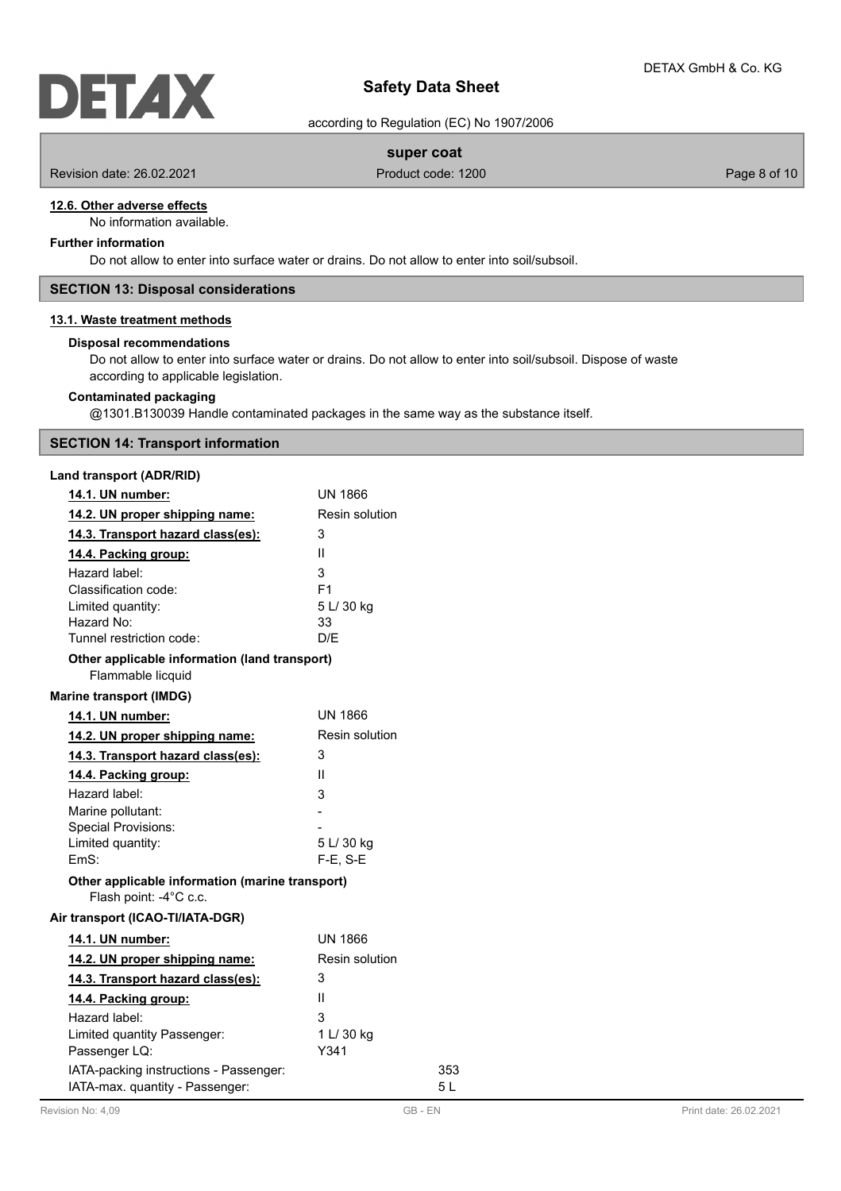#### 12.6. Other adverse effects

No information available.

**Further information**

Do not allow to enter into surface water or drains. Do not allow to enter into soil/subsoil.

## SECTION 13: Disposal considerations

### 13.1. Waste treatment methods

**Disposal recommendations**

Do not allow to enter into surface water or drains. Do not allow to enter into soil/subsoil. Dispose of waste according to applicable legislation.

**Contaminated packaging**

@1301.B130039 Handle contaminated packages in the same way as the substance itself.

## SECTION 14: Transport information

**Land transport (ADR/RID)**

| | |
|---|---|
| **14.1. UN number:** | UN 1866 |
| **14.2. UN proper shipping name:** | Resin solution |
| **14.3. Transport hazard class(es):** | 3 |
| **14.4. Packing group:** | II |
| Hazard label: | 3 |
| Classification code: | F1 |
| Limited quantity: | 5 L/ 30 kg |
| Hazard No: | 33 |
| Tunnel restriction code: | D/E |

**Other applicable information (land transport)**

Flammable licquid

**Marine transport (IMDG)**

| | |
|---|---|
| **14.1. UN number:** | UN 1866 |
| **14.2. UN proper shipping name:** | Resin solution |
| **14.3. Transport hazard class(es):** | 3 |
| **14.4. Packing group:** | II |
| Hazard label: | 3 |
| Marine pollutant: | - |
| Special Provisions: | - |
| Limited quantity: | 5 L/ 30 kg |
| EmS: | F-E, S-E |

**Other applicable information (marine transport)**

Flash point: -4°C c.c.

**Air transport (ICAO-TI/IATA-DGR)**

| | |
|---|---|
| **14.1. UN number:** | UN 1866 |
| **14.2. UN proper shipping name:** | Resin solution |
| **14.3. Transport hazard class(es):** | 3 |
| **14.4. Packing group:** | II |
| Hazard label: | 3 |
| Limited quantity Passenger: | 1 L/ 30 kg |
| Passenger LQ: | Y341 |
| IATA-packing instructions - Passenger: | 353 |
| IATA-max. quantity - Passenger: | 5 L |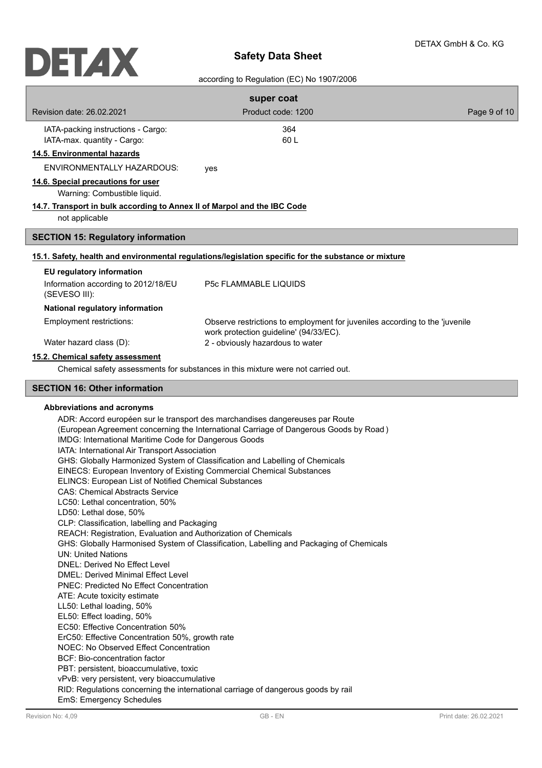| | |
|---|---|
| IATA-packing instructions - Cargo: | 364 |
| IATA-max. quantity - Cargo: | 60 L |

**14.5. Environmental hazards**

ENVIRONMENTALLY HAZARDOUS: yes

**14.6. Special precautions for user**

Warning: Combustible liquid.

**14.7. Transport in bulk according to Annex II of Marpol and the IBC Code**

not applicable

## SECTION 15: Regulatory information

**15.1. Safety, health and environmental regulations/legislation specific for the substance or mixture**

**EU regulatory information**

| | |
|---|---|
| Information according to 2012/18/EU (SEVESO III): | P5c FLAMMABLE LIQUIDS |

**National regulatory information**

| | |
|---|---|
| Employment restrictions: | Observe restrictions to employment for juveniles according to the 'juvenile work protection guideline' (94/33/EC). |
| Water hazard class (D): | 2 - obviously hazardous to water |

**15.2. Chemical safety assessment**

Chemical safety assessments for substances in this mixture were not carried out.

## SECTION 16: Other information

**Abbreviations and acronyms**

ADR: Accord européen sur le transport des marchandises dangereuses par Route
(European Agreement concerning the International Carriage of Dangerous Goods by Road )
IMDG: International Maritime Code for Dangerous Goods
IATA: International Air Transport Association
GHS: Globally Harmonized System of Classification and Labelling of Chemicals
EINECS: European Inventory of Existing Commercial Chemical Substances
ELINCS: European List of Notified Chemical Substances
CAS: Chemical Abstracts Service
LC50: Lethal concentration, 50%
LD50: Lethal dose, 50%
CLP: Classification, labelling and Packaging
REACH: Registration, Evaluation and Authorization of Chemicals
GHS: Globally Harmonised System of Classification, Labelling and Packaging of Chemicals
UN: United Nations
DNEL: Derived No Effect Level
DMEL: Derived Minimal Effect Level
PNEC: Predicted No Effect Concentration
ATE: Acute toxicity estimate
LL50: Lethal loading, 50%
EL50: Effect loading, 50%
EC50: Effective Concentration 50%
ErC50: Effective Concentration 50%, growth rate
NOEC: No Observed Effect Concentration
BCF: Bio-concentration factor
PBT: persistent, bioaccumulative, toxic
vPvB: very persistent, very bioaccumulative
RID: Regulations concerning the international carriage of dangerous goods by rail
EmS: Emergency Schedules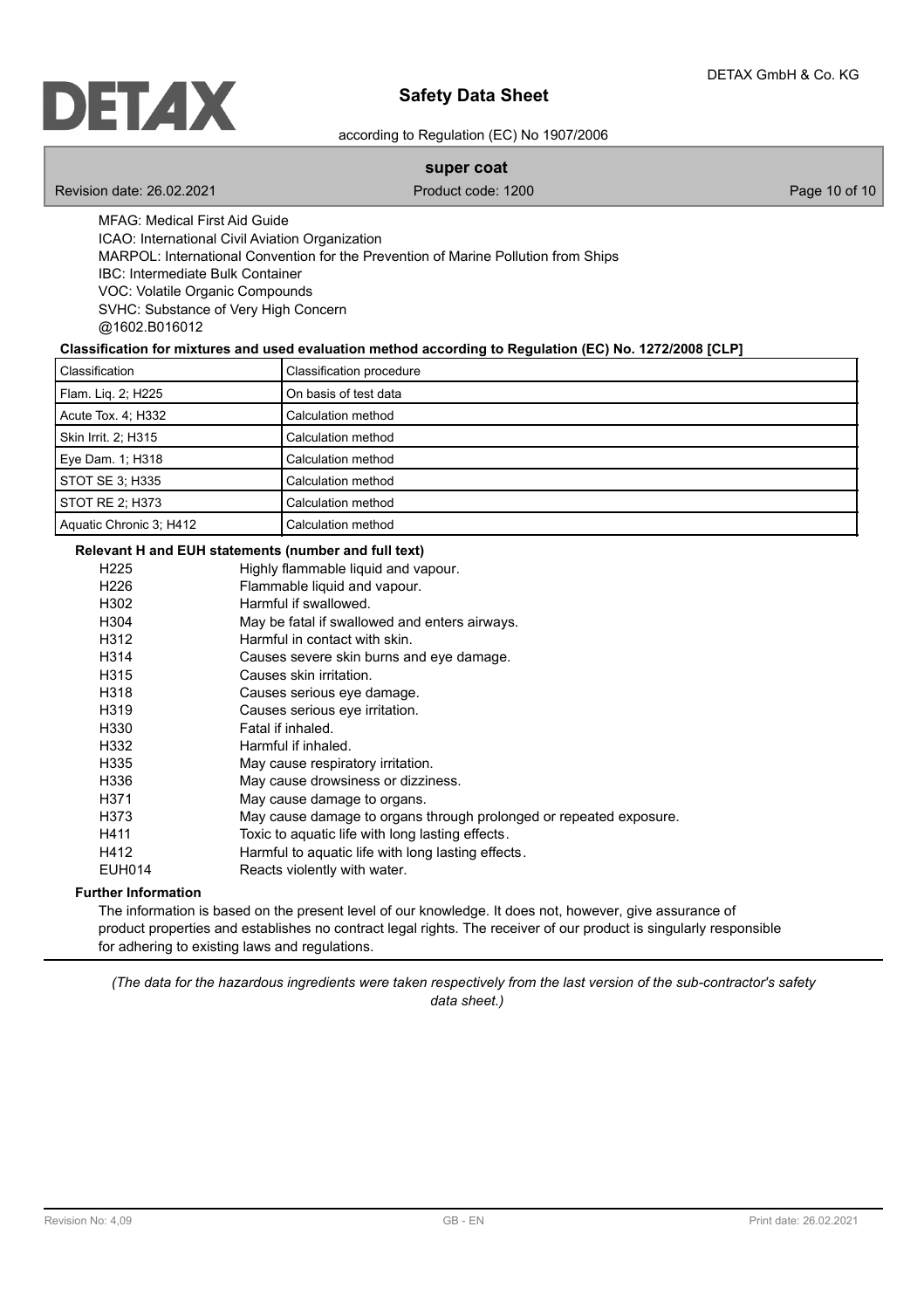MFAG: Medical First Aid Guide
ICAO: International Civil Aviation Organization
MARPOL: International Convention for the Prevention of Marine Pollution from Ships
IBC: Intermediate Bulk Container
VOC: Volatile Organic Compounds
SVHC: Substance of Very High Concern
@1602.B016012

**Classification for mixtures and used evaluation method according to Regulation (EC) No. 1272/2008 [CLP]**

| Classification | Classification procedure |
|---|---|
| Flam. Liq. 2; H225 | On basis of test data |
| Acute Tox. 4; H332 | Calculation method |
| Skin Irrit. 2; H315 | Calculation method |
| Eye Dam. 1; H318 | Calculation method |
| STOT SE 3; H335 | Calculation method |
| STOT RE 2; H373 | Calculation method |
| Aquatic Chronic 3; H412 | Calculation method |

**Relevant H and EUH statements (number and full text)**

| | |
|---|---|
| H225 | Highly flammable liquid and vapour. |
| H226 | Flammable liquid and vapour. |
| H302 | Harmful if swallowed. |
| H304 | May be fatal if swallowed and enters airways. |
| H312 | Harmful in contact with skin. |
| H314 | Causes severe skin burns and eye damage. |
| H315 | Causes skin irritation. |
| H318 | Causes serious eye damage. |
| H319 | Causes serious eye irritation. |
| H330 | Fatal if inhaled. |
| H332 | Harmful if inhaled. |
| H335 | May cause respiratory irritation. |
| H336 | May cause drowsiness or dizziness. |
| H371 | May cause damage to organs. |
| H373 | May cause damage to organs through prolonged or repeated exposure. |
| H411 | Toxic to aquatic life with long lasting effects. |
| H412 | Harmful to aquatic life with long lasting effects. |
| EUH014 | Reacts violently with water. |

**Further Information**

The information is based on the present level of our knowledge. It does not, however, give assurance of product properties and establishes no contract legal rights. The receiver of our product is singularly responsible for adhering to existing laws and regulations.

*(The data for the hazardous ingredients were taken respectively from the last version of the sub-contractor's safety data sheet.)*